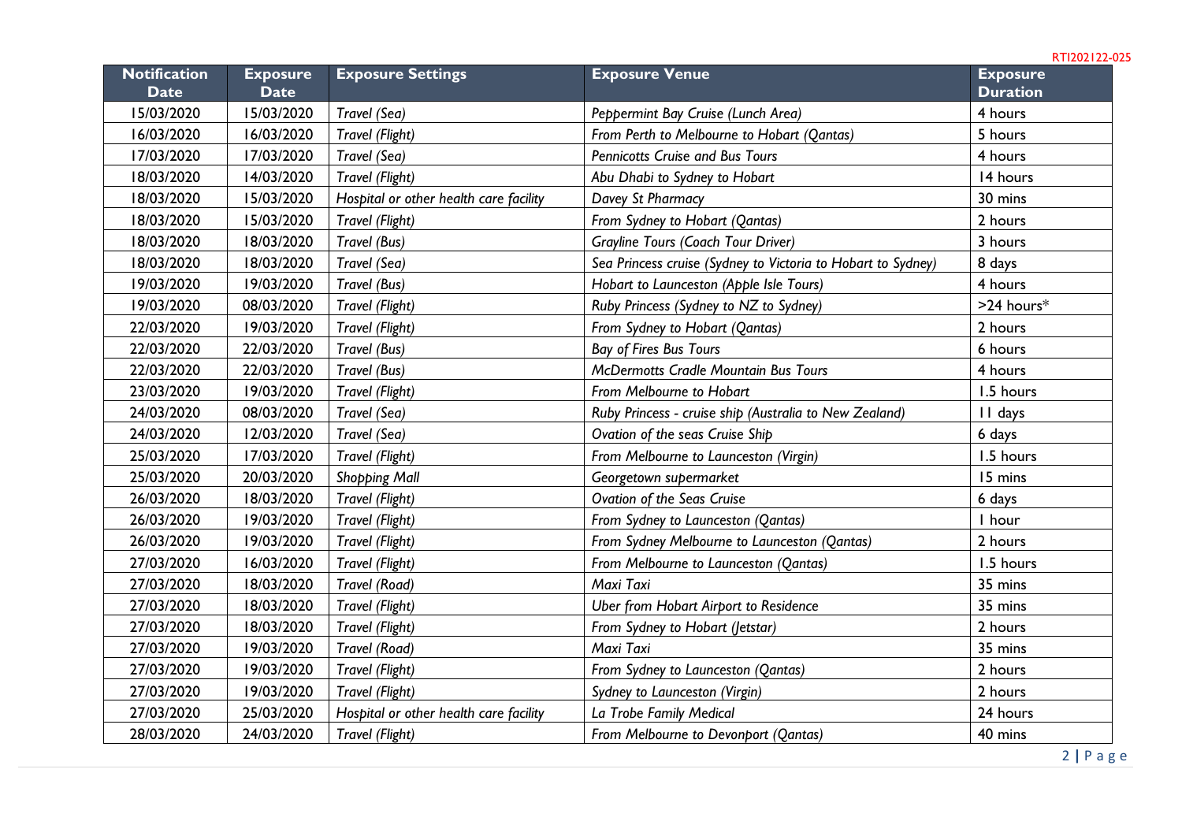| Notification Date | Exposure Date | Exposure Settings | Exposure Venue | Exposure Duration |
|---|---|---|---|---|
| 15/03/2020 | 15/03/2020 | *Travel (Sea)* | *Peppermint Bay Cruise (Lunch Area)* | 4 hours |
| 16/03/2020 | 16/03/2020 | *Travel (Flight)* | *From Perth to Melbourne to Hobart (Qantas)* | 5 hours |
| 17/03/2020 | 17/03/2020 | *Travel (Sea)* | *Pennicotts Cruise and Bus Tours* | 4 hours |
| 18/03/2020 | 14/03/2020 | *Travel (Flight)* | *Abu Dhabi to Sydney to Hobart* | 14 hours |
| 18/03/2020 | 15/03/2020 | *Hospital or other health care facility* | *Davey St Pharmacy* | 30 mins |
| 18/03/2020 | 15/03/2020 | *Travel (Flight)* | *From Sydney to Hobart (Qantas)* | 2 hours |
| 18/03/2020 | 18/03/2020 | *Travel (Bus)* | *Grayline Tours (Coach Tour Driver)* | 3 hours |
| 18/03/2020 | 18/03/2020 | *Travel (Sea)* | *Sea Princess cruise (Sydney to Victoria to Hobart to Sydney)* | 8 days |
| 19/03/2020 | 19/03/2020 | *Travel (Bus)* | *Hobart to Launceston (Apple Isle Tours)* | 4 hours |
| 19/03/2020 | 08/03/2020 | *Travel (Flight)* | *Ruby Princess (Sydney to NZ to Sydney)* | >24 hours* |
| 22/03/2020 | 19/03/2020 | *Travel (Flight)* | *From Sydney to Hobart (Qantas)* | 2 hours |
| 22/03/2020 | 22/03/2020 | *Travel (Bus)* | *Bay of Fires Bus Tours* | 6 hours |
| 22/03/2020 | 22/03/2020 | *Travel (Bus)* | *McDermotts Cradle Mountain Bus Tours* | 4 hours |
| 23/03/2020 | 19/03/2020 | *Travel (Flight)* | *From Melbourne to Hobart* | 1.5 hours |
| 24/03/2020 | 08/03/2020 | *Travel (Sea)* | *Ruby Princess - cruise ship (Australia to New Zealand)* | 11 days |
| 24/03/2020 | 12/03/2020 | *Travel (Sea)* | *Ovation of the seas Cruise Ship* | 6 days |
| 25/03/2020 | 17/03/2020 | *Travel (Flight)* | *From Melbourne to Launceston (Virgin)* | 1.5 hours |
| 25/03/2020 | 20/03/2020 | *Shopping Mall* | *Georgetown supermarket* | 15 mins |
| 26/03/2020 | 18/03/2020 | *Travel (Flight)* | *Ovation of the Seas Cruise* | 6 days |
| 26/03/2020 | 19/03/2020 | *Travel (Flight)* | *From Sydney to Launceston (Qantas)* | 1 hour |
| 26/03/2020 | 19/03/2020 | *Travel (Flight)* | *From Sydney Melbourne to Launceston (Qantas)* | 2 hours |
| 27/03/2020 | 16/03/2020 | *Travel (Flight)* | *From Melbourne to Launceston (Qantas)* | 1.5 hours |
| 27/03/2020 | 18/03/2020 | *Travel (Road)* | *Maxi Taxi* | 35 mins |
| 27/03/2020 | 18/03/2020 | *Travel (Flight)* | *Uber from Hobart Airport to Residence* | 35 mins |
| 27/03/2020 | 18/03/2020 | *Travel (Flight)* | *From Sydney to Hobart (Jetstar)* | 2 hours |
| 27/03/2020 | 19/03/2020 | *Travel (Road)* | *Maxi Taxi* | 35 mins |
| 27/03/2020 | 19/03/2020 | *Travel (Flight)* | *From Sydney to Launceston (Qantas)* | 2 hours |
| 27/03/2020 | 19/03/2020 | *Travel (Flight)* | *Sydney to Launceston (Virgin)* | 2 hours |
| 27/03/2020 | 25/03/2020 | *Hospital or other health care facility* | *La Trobe Family Medical* | 24 hours |
| 28/03/2020 | 24/03/2020 | *Travel (Flight)* | *From Melbourne to Devonport (Qantas)* | 40 mins |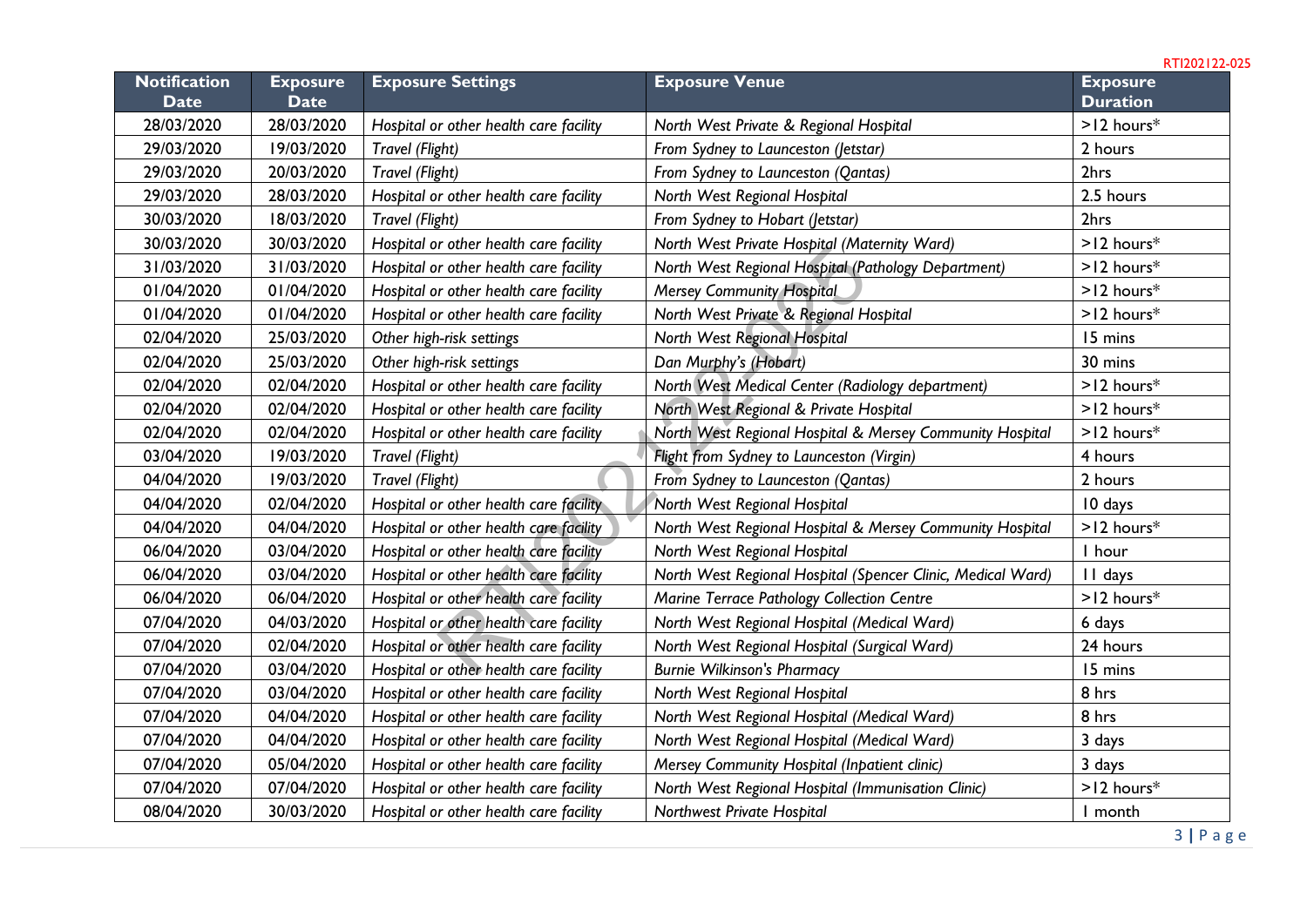| Notification Date | Exposure Date | Exposure Settings | Exposure Venue | Exposure Duration |
|---|---|---|---|---|
| 28/03/2020 | 28/03/2020 | *Hospital or other health care facility* | *North West Private & Regional Hospital* | >12 hours* |
| 29/03/2020 | 19/03/2020 | *Travel (Flight)* | *From Sydney to Launceston (Jetstar)* | 2 hours |
| 29/03/2020 | 20/03/2020 | *Travel (Flight)* | *From Sydney to Launceston (Qantas)* | 2hrs |
| 29/03/2020 | 28/03/2020 | *Hospital or other health care facility* | *North West Regional Hospital* | 2.5 hours |
| 30/03/2020 | 18/03/2020 | *Travel (Flight)* | *From Sydney to Hobart (Jetstar)* | 2hrs |
| 30/03/2020 | 30/03/2020 | *Hospital or other health care facility* | *North West Private Hospital (Maternity Ward)* | >12 hours* |
| 31/03/2020 | 31/03/2020 | *Hospital or other health care facility* | *North West Regional Hospital (Pathology Department)* | >12 hours* |
| 01/04/2020 | 01/04/2020 | *Hospital or other health care facility* | *Mersey Community Hospital* | >12 hours* |
| 01/04/2020 | 01/04/2020 | *Hospital or other health care facility* | *North West Private & Regional Hospital* | >12 hours* |
| 02/04/2020 | 25/03/2020 | *Other high-risk settings* | *North West Regional Hospital* | 15 mins |
| 02/04/2020 | 25/03/2020 | *Other high-risk settings* | *Dan Murphy's (Hobart)* | 30 mins |
| 02/04/2020 | 02/04/2020 | *Hospital or other health care facility* | *North West Medical Center (Radiology department)* | >12 hours* |
| 02/04/2020 | 02/04/2020 | *Hospital or other health care facility* | *North West Regional & Private Hospital* | >12 hours* |
| 02/04/2020 | 02/04/2020 | *Hospital or other health care facility* | *North West Regional Hospital & Mersey Community Hospital* | >12 hours* |
| 03/04/2020 | 19/03/2020 | *Travel (Flight)* | *Flight from Sydney to Launceston (Virgin)* | 4 hours |
| 04/04/2020 | 19/03/2020 | *Travel (Flight)* | *From Sydney to Launceston (Qantas)* | 2 hours |
| 04/04/2020 | 02/04/2020 | *Hospital or other health care facility* | *North West Regional Hospital* | 10 days |
| 04/04/2020 | 04/04/2020 | *Hospital or other health care facility* | *North West Regional Hospital & Mersey Community Hospital* | >12 hours* |
| 06/04/2020 | 03/04/2020 | *Hospital or other health care facility* | *North West Regional Hospital* | 1 hour |
| 06/04/2020 | 03/04/2020 | *Hospital or other health care facility* | *North West Regional Hospital (Spencer Clinic, Medical Ward)* | 11 days |
| 06/04/2020 | 06/04/2020 | *Hospital or other health care facility* | *Marine Terrace Pathology Collection Centre* | >12 hours* |
| 07/04/2020 | 04/03/2020 | *Hospital or other health care facility* | *North West Regional Hospital (Medical Ward)* | 6 days |
| 07/04/2020 | 02/04/2020 | *Hospital or other health care facility* | *North West Regional Hospital (Surgical Ward)* | 24 hours |
| 07/04/2020 | 03/04/2020 | *Hospital or other health care facility* | *Burnie Wilkinson's Pharmacy* | 15 mins |
| 07/04/2020 | 03/04/2020 | *Hospital or other health care facility* | *North West Regional Hospital* | 8 hrs |
| 07/04/2020 | 04/04/2020 | *Hospital or other health care facility* | *North West Regional Hospital (Medical Ward)* | 8 hrs |
| 07/04/2020 | 04/04/2020 | *Hospital or other health care facility* | *North West Regional Hospital (Medical Ward)* | 3 days |
| 07/04/2020 | 05/04/2020 | *Hospital or other health care facility* | *Mersey Community Hospital (Inpatient clinic)* | 3 days |
| 07/04/2020 | 07/04/2020 | *Hospital or other health care facility* | *North West Regional Hospital (Immunisation Clinic)* | >12 hours* |
| 08/04/2020 | 30/03/2020 | *Hospital or other health care facility* | *Northwest Private Hospital* | 1 month |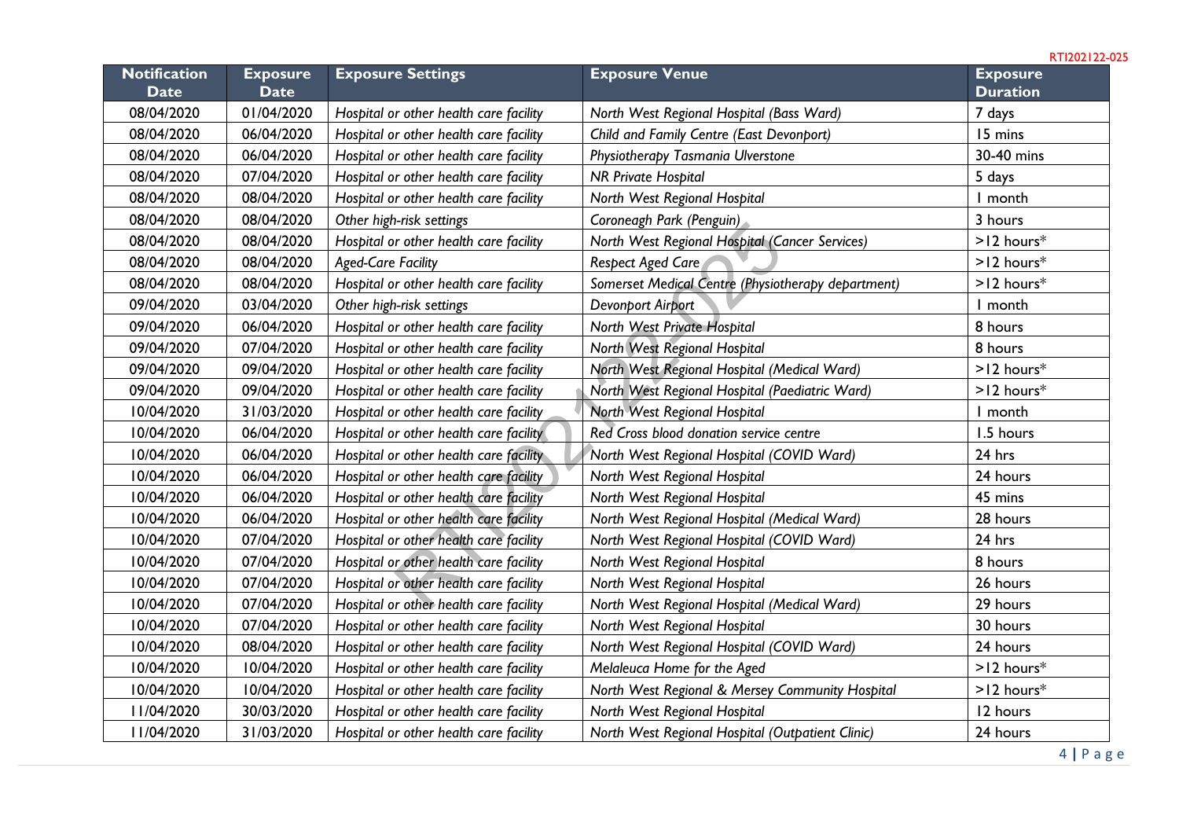| Notification Date | Exposure Date | Exposure Settings | Exposure Venue | Exposure Duration |
|---|---|---|---|---|
| 08/04/2020 | 01/04/2020 | *Hospital or other health care facility* | *North West Regional Hospital (Bass Ward)* | 7 days |
| 08/04/2020 | 06/04/2020 | *Hospital or other health care facility* | *Child and Family Centre (East Devonport)* | 15 mins |
| 08/04/2020 | 06/04/2020 | *Hospital or other health care facility* | *Physiotherapy Tasmania Ulverstone* | 30-40 mins |
| 08/04/2020 | 07/04/2020 | *Hospital or other health care facility* | *NR Private Hospital* | 5 days |
| 08/04/2020 | 08/04/2020 | *Hospital or other health care facility* | *North West Regional Hospital* | 1 month |
| 08/04/2020 | 08/04/2020 | *Other high-risk settings* | *Coroneagh Park (Penguin)* | 3 hours |
| 08/04/2020 | 08/04/2020 | *Hospital or other health care facility* | *North West Regional Hospital (Cancer Services)* | >12 hours* |
| 08/04/2020 | 08/04/2020 | *Aged-Care Facility* | *Respect Aged Care* | >12 hours* |
| 08/04/2020 | 08/04/2020 | *Hospital or other health care facility* | *Somerset Medical Centre (Physiotherapy department)* | >12 hours* |
| 09/04/2020 | 03/04/2020 | *Other high-risk settings* | *Devonport Airport* | 1 month |
| 09/04/2020 | 06/04/2020 | *Hospital or other health care facility* | *North West Private Hospital* | 8 hours |
| 09/04/2020 | 07/04/2020 | *Hospital or other health care facility* | *North West Regional Hospital* | 8 hours |
| 09/04/2020 | 09/04/2020 | *Hospital or other health care facility* | *North West Regional Hospital (Medical Ward)* | >12 hours* |
| 09/04/2020 | 09/04/2020 | *Hospital or other health care facility* | *North West Regional Hospital (Paediatric Ward)* | >12 hours* |
| 10/04/2020 | 31/03/2020 | *Hospital or other health care facility* | *North West Regional Hospital* | 1 month |
| 10/04/2020 | 06/04/2020 | *Hospital or other health care facility* | *Red Cross blood donation service centre* | 1.5 hours |
| 10/04/2020 | 06/04/2020 | *Hospital or other health care facility* | *North West Regional Hospital (COVID Ward)* | 24 hrs |
| 10/04/2020 | 06/04/2020 | *Hospital or other health care facility* | *North West Regional Hospital* | 24 hours |
| 10/04/2020 | 06/04/2020 | *Hospital or other health care facility* | *North West Regional Hospital* | 45 mins |
| 10/04/2020 | 06/04/2020 | *Hospital or other health care facility* | *North West Regional Hospital (Medical Ward)* | 28 hours |
| 10/04/2020 | 07/04/2020 | *Hospital or other health care facility* | *North West Regional Hospital (COVID Ward)* | 24 hrs |
| 10/04/2020 | 07/04/2020 | *Hospital or other health care facility* | *North West Regional Hospital* | 8 hours |
| 10/04/2020 | 07/04/2020 | *Hospital or other health care facility* | *North West Regional Hospital* | 26 hours |
| 10/04/2020 | 07/04/2020 | *Hospital or other health care facility* | *North West Regional Hospital (Medical Ward)* | 29 hours |
| 10/04/2020 | 07/04/2020 | *Hospital or other health care facility* | *North West Regional Hospital* | 30 hours |
| 10/04/2020 | 08/04/2020 | *Hospital or other health care facility* | *North West Regional Hospital (COVID Ward)* | 24 hours |
| 10/04/2020 | 10/04/2020 | *Hospital or other health care facility* | *Melaleuca Home for the Aged* | >12 hours* |
| 10/04/2020 | 10/04/2020 | *Hospital or other health care facility* | *North West Regional & Mersey Community Hospital* | >12 hours* |
| 11/04/2020 | 30/03/2020 | *Hospital or other health care facility* | *North West Regional Hospital* | 12 hours |
| 11/04/2020 | 31/03/2020 | *Hospital or other health care facility* | *North West Regional Hospital (Outpatient Clinic)* | 24 hours |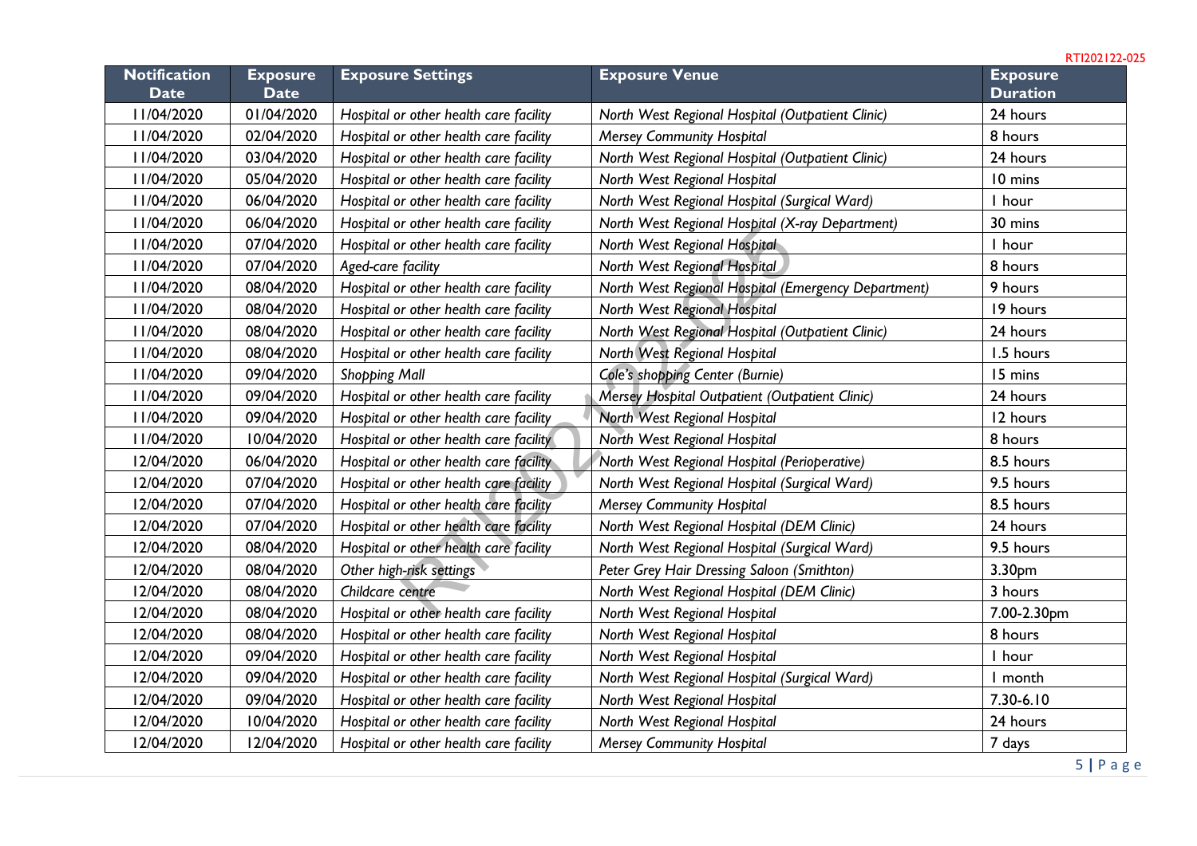| Notification Date | Exposure Date | Exposure Settings | Exposure Venue | Exposure Duration |
|---|---|---|---|---|
| 11/04/2020 | 01/04/2020 | *Hospital or other health care facility* | *North West Regional Hospital (Outpatient Clinic)* | 24 hours |
| 11/04/2020 | 02/04/2020 | *Hospital or other health care facility* | *Mersey Community Hospital* | 8 hours |
| 11/04/2020 | 03/04/2020 | *Hospital or other health care facility* | *North West Regional Hospital (Outpatient Clinic)* | 24 hours |
| 11/04/2020 | 05/04/2020 | *Hospital or other health care facility* | *North West Regional Hospital* | 10 mins |
| 11/04/2020 | 06/04/2020 | *Hospital or other health care facility* | *North West Regional Hospital (Surgical Ward)* | 1 hour |
| 11/04/2020 | 06/04/2020 | *Hospital or other health care facility* | *North West Regional Hospital (X-ray Department)* | 30 mins |
| 11/04/2020 | 07/04/2020 | *Hospital or other health care facility* | *North West Regional Hospital* | 1 hour |
| 11/04/2020 | 07/04/2020 | *Aged-care facility* | *North West Regional Hospital* | 8 hours |
| 11/04/2020 | 08/04/2020 | *Hospital or other health care facility* | *North West Regional Hospital (Emergency Department)* | 9 hours |
| 11/04/2020 | 08/04/2020 | *Hospital or other health care facility* | *North West Regional Hospital* | 19 hours |
| 11/04/2020 | 08/04/2020 | *Hospital or other health care facility* | *North West Regional Hospital (Outpatient Clinic)* | 24 hours |
| 11/04/2020 | 08/04/2020 | *Hospital or other health care facility* | *North West Regional Hospital* | 1.5 hours |
| 11/04/2020 | 09/04/2020 | *Shopping Mall* | *Cole's shopping Center (Burnie)* | 15 mins |
| 11/04/2020 | 09/04/2020 | *Hospital or other health care facility* | *Mersey Hospital Outpatient (Outpatient Clinic)* | 24 hours |
| 11/04/2020 | 09/04/2020 | *Hospital or other health care facility* | *North West Regional Hospital* | 12 hours |
| 11/04/2020 | 10/04/2020 | *Hospital or other health care facility* | *North West Regional Hospital* | 8 hours |
| 12/04/2020 | 06/04/2020 | *Hospital or other health care facility* | *North West Regional Hospital (Perioperative)* | 8.5 hours |
| 12/04/2020 | 07/04/2020 | *Hospital or other health care facility* | *North West Regional Hospital (Surgical Ward)* | 9.5 hours |
| 12/04/2020 | 07/04/2020 | *Hospital or other health care facility* | *Mersey Community Hospital* | 8.5 hours |
| 12/04/2020 | 07/04/2020 | *Hospital or other health care facility* | *North West Regional Hospital (DEM Clinic)* | 24 hours |
| 12/04/2020 | 08/04/2020 | *Hospital or other health care facility* | *North West Regional Hospital (Surgical Ward)* | 9.5 hours |
| 12/04/2020 | 08/04/2020 | *Other high-risk settings* | *Peter Grey Hair Dressing Saloon (Smithton)* | 3.30pm |
| 12/04/2020 | 08/04/2020 | *Childcare centre* | *North West Regional Hospital (DEM Clinic)* | 3 hours |
| 12/04/2020 | 08/04/2020 | *Hospital or other health care facility* | *North West Regional Hospital* | 7.00-2.30pm |
| 12/04/2020 | 08/04/2020 | *Hospital or other health care facility* | *North West Regional Hospital* | 8 hours |
| 12/04/2020 | 09/04/2020 | *Hospital or other health care facility* | *North West Regional Hospital* | 1 hour |
| 12/04/2020 | 09/04/2020 | *Hospital or other health care facility* | *North West Regional Hospital (Surgical Ward)* | 1 month |
| 12/04/2020 | 09/04/2020 | *Hospital or other health care facility* | *North West Regional Hospital* | 7.30-6.10 |
| 12/04/2020 | 10/04/2020 | *Hospital or other health care facility* | *North West Regional Hospital* | 24 hours |
| 12/04/2020 | 12/04/2020 | *Hospital or other health care facility* | *Mersey Community Hospital* | 7 days |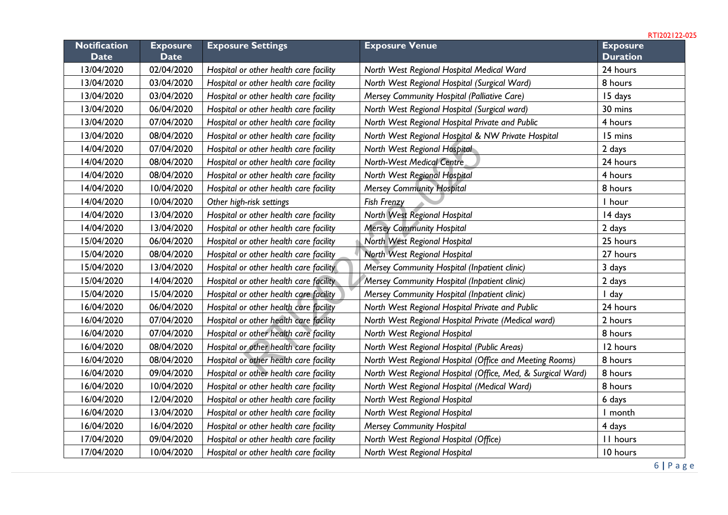RTI202122-025

| Notification Date | Exposure Date | Exposure Settings | Exposure Venue | Exposure Duration |
|---|---|---|---|---|
| 13/04/2020 | 02/04/2020 | *Hospital or other health care facility* | *North West Regional Hospital Medical Ward* | 24 hours |
| 13/04/2020 | 03/04/2020 | *Hospital or other health care facility* | *North West Regional Hospital (Surgical Ward)* | 8 hours |
| 13/04/2020 | 03/04/2020 | *Hospital or other health care facility* | *Mersey Community Hospital (Palliative Care)* | 15 days |
| 13/04/2020 | 06/04/2020 | *Hospital or other health care facility* | *North West Regional Hospital (Surgical ward)* | 30 mins |
| 13/04/2020 | 07/04/2020 | *Hospital or other health care facility* | *North West Regional Hospital Private and Public* | 4 hours |
| 13/04/2020 | 08/04/2020 | *Hospital or other health care facility* | *North West Regional Hospital & NW Private Hospital* | 15 mins |
| 14/04/2020 | 07/04/2020 | *Hospital or other health care facility* | *North West Regional Hospital* | 2 days |
| 14/04/2020 | 08/04/2020 | *Hospital or other health care facility* | *North-West Medical Centre* | 24 hours |
| 14/04/2020 | 08/04/2020 | *Hospital or other health care facility* | *North West Regional Hospital* | 4 hours |
| 14/04/2020 | 10/04/2020 | *Hospital or other health care facility* | *Mersey Community Hospital* | 8 hours |
| 14/04/2020 | 10/04/2020 | *Other high-risk settings* | *Fish Frenzy* | 1 hour |
| 14/04/2020 | 13/04/2020 | *Hospital or other health care facility* | *North West Regional Hospital* | 14 days |
| 14/04/2020 | 13/04/2020 | *Hospital or other health care facility* | *Mersey Community Hospital* | 2 days |
| 15/04/2020 | 06/04/2020 | *Hospital or other health care facility* | *North West Regional Hospital* | 25 hours |
| 15/04/2020 | 08/04/2020 | *Hospital or other health care facility* | *North West Regional Hospital* | 27 hours |
| 15/04/2020 | 13/04/2020 | *Hospital or other health care facility* | *Mersey Community Hospital (Inpatient clinic)* | 3 days |
| 15/04/2020 | 14/04/2020 | *Hospital or other health care facility* | *Mersey Community Hospital (Inpatient clinic)* | 2 days |
| 15/04/2020 | 15/04/2020 | *Hospital or other health care facility* | *Mersey Community Hospital (Inpatient clinic)* | 1 day |
| 16/04/2020 | 06/04/2020 | *Hospital or other health care facility* | *North West Regional Hospital Private and Public* | 24 hours |
| 16/04/2020 | 07/04/2020 | *Hospital or other health care facility* | *North West Regional Hospital Private (Medical ward)* | 2 hours |
| 16/04/2020 | 07/04/2020 | *Hospital or other health care facility* | *North West Regional Hospital* | 8 hours |
| 16/04/2020 | 08/04/2020 | *Hospital or other health care facility* | *North West Regional Hospital (Public Areas)* | 12 hours |
| 16/04/2020 | 08/04/2020 | *Hospital or other health care facility* | *North West Regional Hospital (Office and Meeting Rooms)* | 8 hours |
| 16/04/2020 | 09/04/2020 | *Hospital or other health care facility* | *North West Regional Hospital (Office, Med, & Surgical Ward)* | 8 hours |
| 16/04/2020 | 10/04/2020 | *Hospital or other health care facility* | *North West Regional Hospital (Medical Ward)* | 8 hours |
| 16/04/2020 | 12/04/2020 | *Hospital or other health care facility* | *North West Regional Hospital* | 6 days |
| 16/04/2020 | 13/04/2020 | *Hospital or other health care facility* | *North West Regional Hospital* | 1 month |
| 16/04/2020 | 16/04/2020 | *Hospital or other health care facility* | *Mersey Community Hospital* | 4 days |
| 17/04/2020 | 09/04/2020 | *Hospital or other health care facility* | *North West Regional Hospital (Office)* | 11 hours |
| 17/04/2020 | 10/04/2020 | *Hospital or other health care facility* | *North West Regional Hospital* | 10 hours |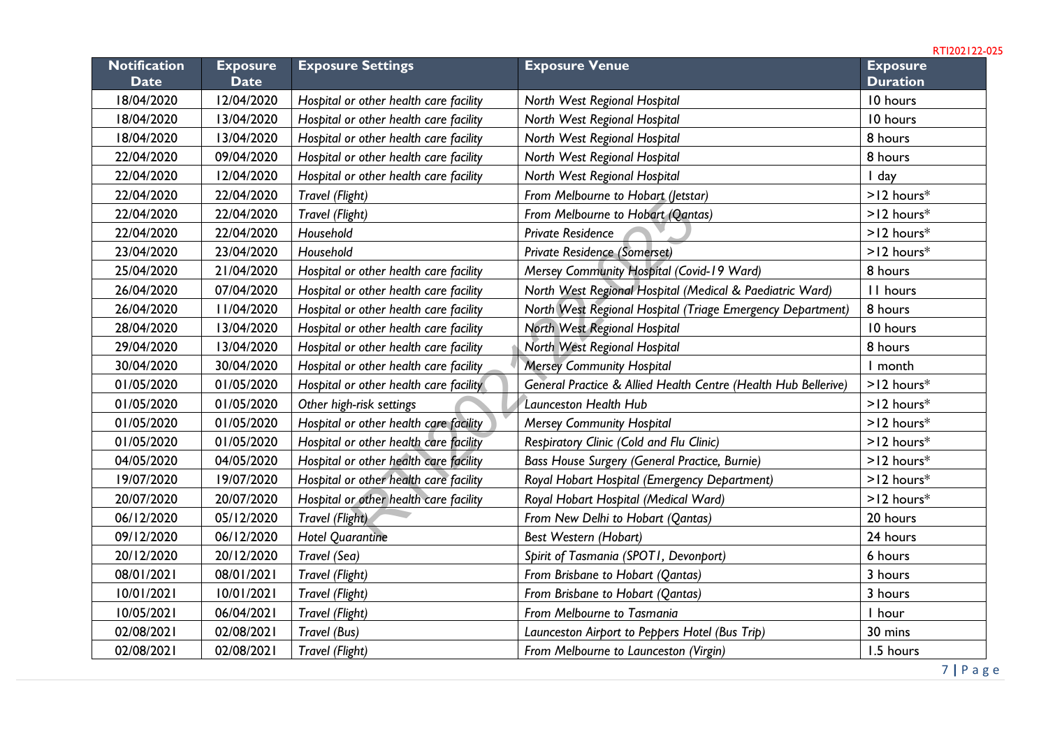| Notification Date | Exposure Date | Exposure Settings | Exposure Venue | Exposure Duration |
|---|---|---|---|---|
| 18/04/2020 | 12/04/2020 | *Hospital or other health care facility* | *North West Regional Hospital* | 10 hours |
| 18/04/2020 | 13/04/2020 | *Hospital or other health care facility* | *North West Regional Hospital* | 10 hours |
| 18/04/2020 | 13/04/2020 | *Hospital or other health care facility* | *North West Regional Hospital* | 8 hours |
| 22/04/2020 | 09/04/2020 | *Hospital or other health care facility* | *North West Regional Hospital* | 8 hours |
| 22/04/2020 | 12/04/2020 | *Hospital or other health care facility* | *North West Regional Hospital* | 1 day |
| 22/04/2020 | 22/04/2020 | *Travel (Flight)* | *From Melbourne to Hobart (Jetstar)* | >12 hours* |
| 22/04/2020 | 22/04/2020 | *Travel (Flight)* | *From Melbourne to Hobart (Qantas)* | >12 hours* |
| 22/04/2020 | 22/04/2020 | *Household* | *Private Residence* | >12 hours* |
| 23/04/2020 | 23/04/2020 | *Household* | *Private Residence (Somerset)* | >12 hours* |
| 25/04/2020 | 21/04/2020 | *Hospital or other health care facility* | *Mersey Community Hospital (Covid-19 Ward)* | 8 hours |
| 26/04/2020 | 07/04/2020 | *Hospital or other health care facility* | *North West Regional Hospital (Medical & Paediatric Ward)* | 11 hours |
| 26/04/2020 | 11/04/2020 | *Hospital or other health care facility* | *North West Regional Hospital (Triage Emergency Department)* | 8 hours |
| 28/04/2020 | 13/04/2020 | *Hospital or other health care facility* | *North West Regional Hospital* | 10 hours |
| 29/04/2020 | 13/04/2020 | *Hospital or other health care facility* | *North West Regional Hospital* | 8 hours |
| 30/04/2020 | 30/04/2020 | *Hospital or other health care facility* | *Mersey Community Hospital* | 1 month |
| 01/05/2020 | 01/05/2020 | *Hospital or other health care facility* | *General Practice & Allied Health Centre (Health Hub Bellerive)* | >12 hours* |
| 01/05/2020 | 01/05/2020 | *Other high-risk settings* | *Launceston Health Hub* | >12 hours* |
| 01/05/2020 | 01/05/2020 | *Hospital or other health care facility* | *Mersey Community Hospital* | >12 hours* |
| 01/05/2020 | 01/05/2020 | *Hospital or other health care facility* | *Respiratory Clinic (Cold and Flu Clinic)* | >12 hours* |
| 04/05/2020 | 04/05/2020 | *Hospital or other health care facility* | *Bass House Surgery (General Practice, Burnie)* | >12 hours* |
| 19/07/2020 | 19/07/2020 | *Hospital or other health care facility* | *Royal Hobart Hospital (Emergency Department)* | >12 hours* |
| 20/07/2020 | 20/07/2020 | *Hospital or other health care facility* | *Royal Hobart Hospital (Medical Ward)* | >12 hours* |
| 06/12/2020 | 05/12/2020 | *Travel (Flight)* | *From New Delhi to Hobart (Qantas)* | 20 hours |
| 09/12/2020 | 06/12/2020 | *Hotel Quarantine* | *Best Western (Hobart)* | 24 hours |
| 20/12/2020 | 20/12/2020 | *Travel (Sea)* | *Spirit of Tasmania (SPOT1, Devonport)* | 6 hours |
| 08/01/2021 | 08/01/2021 | *Travel (Flight)* | *From Brisbane to Hobart (Qantas)* | 3 hours |
| 10/01/2021 | 10/01/2021 | *Travel (Flight)* | *From Brisbane to Hobart (Qantas)* | 3 hours |
| 10/05/2021 | 06/04/2021 | *Travel (Flight)* | *From Melbourne to Tasmania* | 1 hour |
| 02/08/2021 | 02/08/2021 | *Travel (Bus)* | *Launceston Airport to Peppers Hotel (Bus Trip)* | 30 mins |
| 02/08/2021 | 02/08/2021 | *Travel (Flight)* | *From Melbourne to Launceston (Virgin)* | 1.5 hours |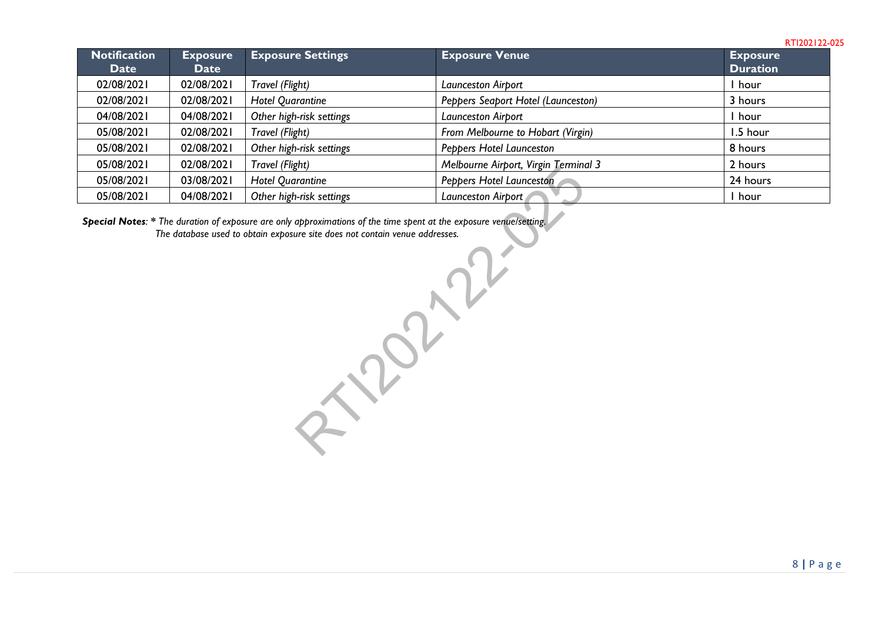| Notification Date | Exposure Date | Exposure Settings | Exposure Venue | Exposure Duration |
|---|---|---|---|---|
| 02/08/2021 | 02/08/2021 | *Travel (Flight)* | *Launceston Airport* | 1 hour |
| 02/08/2021 | 02/08/2021 | *Hotel Quarantine* | *Peppers Seaport Hotel (Launceston)* | 3 hours |
| 04/08/2021 | 04/08/2021 | *Other high-risk settings* | *Launceston Airport* | 1 hour |
| 05/08/2021 | 02/08/2021 | *Travel (Flight)* | *From Melbourne to Hobart (Virgin)* | 1.5 hour |
| 05/08/2021 | 02/08/2021 | *Other high-risk settings* | *Peppers Hotel Launceston* | 8 hours |
| 05/08/2021 | 02/08/2021 | *Travel (Flight)* | *Melbourne Airport, Virgin Terminal 3* | 2 hours |
| 05/08/2021 | 03/08/2021 | *Hotel Quarantine* | *Peppers Hotel Launceston* | 24 hours |
| 05/08/2021 | 04/08/2021 | *Other high-risk settings* | *Launceston Airport* | 1 hour |

***Special Notes*****: \*** *The duration of exposure are only approximations of the time spent at the exposure venue/setting.*
*The database used to obtain exposure site does not contain venue addresses.*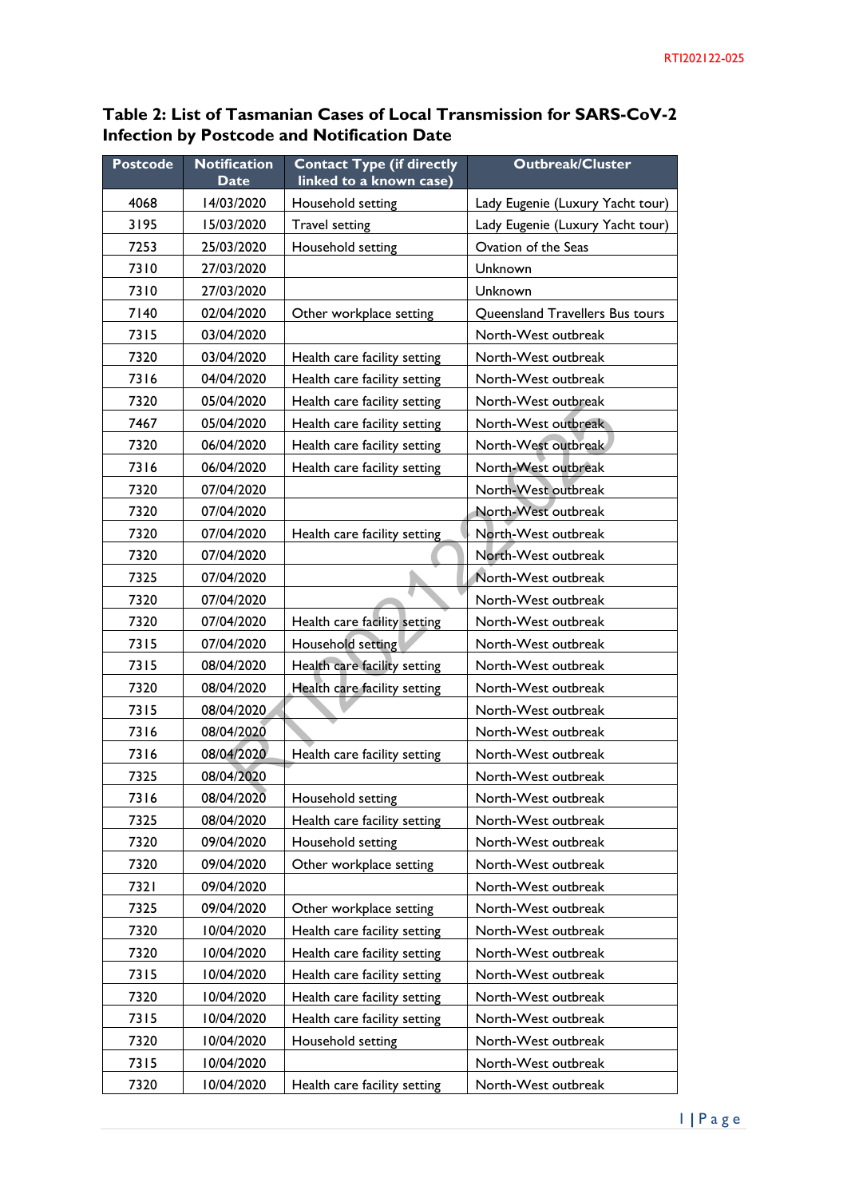RTI202122-025

**Table 2: List of Tasmanian Cases of Local Transmission for SARS-CoV-2 Infection by Postcode and Notification Date**

| Postcode | Notification Date | Contact Type (if directly linked to a known case) | Outbreak/Cluster |
|---|---|---|---|
| 4068 | 14/03/2020 | Household setting | Lady Eugenie (Luxury Yacht tour) |
| 3195 | 15/03/2020 | Travel setting | Lady Eugenie (Luxury Yacht tour) |
| 7253 | 25/03/2020 | Household setting | Ovation of the Seas |
| 7310 | 27/03/2020 | | Unknown |
| 7310 | 27/03/2020 | | Unknown |
| 7140 | 02/04/2020 | Other workplace setting | Queensland Travellers Bus tours |
| 7315 | 03/04/2020 | | North-West outbreak |
| 7320 | 03/04/2020 | Health care facility setting | North-West outbreak |
| 7316 | 04/04/2020 | Health care facility setting | North-West outbreak |
| 7320 | 05/04/2020 | Health care facility setting | North-West outbreak |
| 7467 | 05/04/2020 | Health care facility setting | North-West outbreak |
| 7320 | 06/04/2020 | Health care facility setting | North-West outbreak |
| 7316 | 06/04/2020 | Health care facility setting | North-West outbreak |
| 7320 | 07/04/2020 | | North-West outbreak |
| 7320 | 07/04/2020 | | North-West outbreak |
| 7320 | 07/04/2020 | Health care facility setting | North-West outbreak |
| 7320 | 07/04/2020 | | North-West outbreak |
| 7325 | 07/04/2020 | | North-West outbreak |
| 7320 | 07/04/2020 | | North-West outbreak |
| 7320 | 07/04/2020 | Health care facility setting | North-West outbreak |
| 7315 | 07/04/2020 | Household setting | North-West outbreak |
| 7315 | 08/04/2020 | Health care facility setting | North-West outbreak |
| 7320 | 08/04/2020 | Health care facility setting | North-West outbreak |
| 7315 | 08/04/2020 | | North-West outbreak |
| 7316 | 08/04/2020 | | North-West outbreak |
| 7316 | 08/04/2020 | Health care facility setting | North-West outbreak |
| 7325 | 08/04/2020 | | North-West outbreak |
| 7316 | 08/04/2020 | Household setting | North-West outbreak |
| 7325 | 08/04/2020 | Health care facility setting | North-West outbreak |
| 7320 | 09/04/2020 | Household setting | North-West outbreak |
| 7320 | 09/04/2020 | Other workplace setting | North-West outbreak |
| 7321 | 09/04/2020 | | North-West outbreak |
| 7325 | 09/04/2020 | Other workplace setting | North-West outbreak |
| 7320 | 10/04/2020 | Health care facility setting | North-West outbreak |
| 7320 | 10/04/2020 | Health care facility setting | North-West outbreak |
| 7315 | 10/04/2020 | Health care facility setting | North-West outbreak |
| 7320 | 10/04/2020 | Health care facility setting | North-West outbreak |
| 7315 | 10/04/2020 | Health care facility setting | North-West outbreak |
| 7320 | 10/04/2020 | Household setting | North-West outbreak |
| 7315 | 10/04/2020 | | North-West outbreak |
| 7320 | 10/04/2020 | Health care facility setting | North-West outbreak |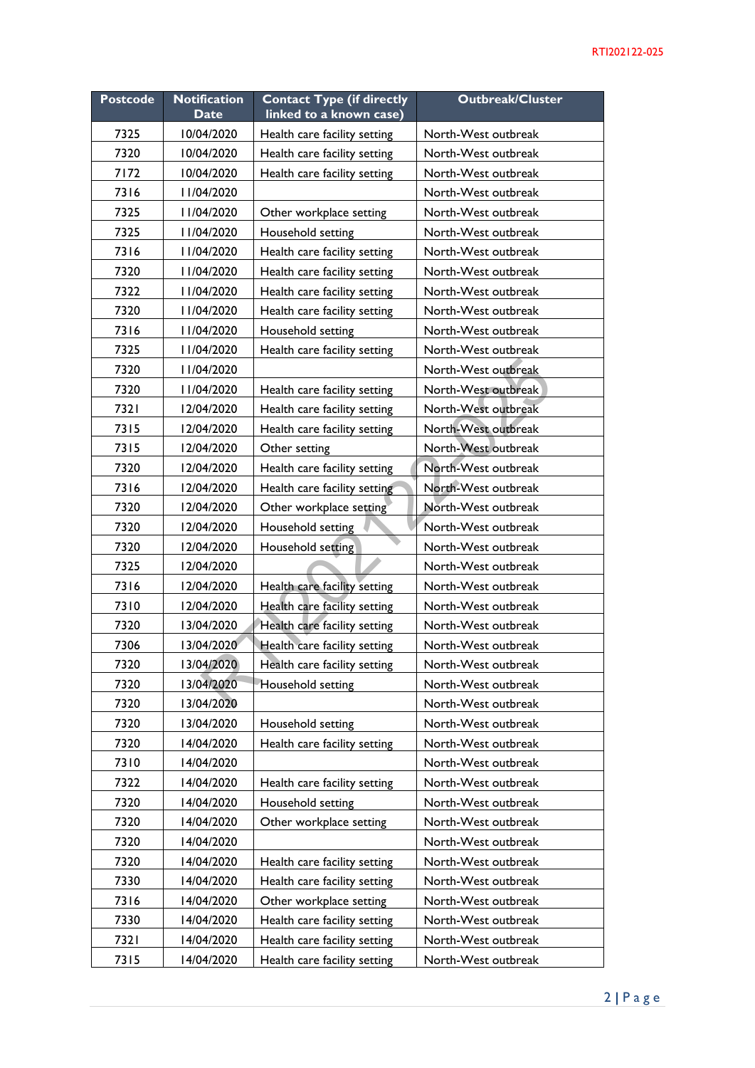| Postcode | Notification Date | Contact Type (if directly linked to a known case) | Outbreak/Cluster |
|---|---|---|---|
| 7325 | 10/04/2020 | Health care facility setting | North-West outbreak |
| 7320 | 10/04/2020 | Health care facility setting | North-West outbreak |
| 7172 | 10/04/2020 | Health care facility setting | North-West outbreak |
| 7316 | 11/04/2020 | | North-West outbreak |
| 7325 | 11/04/2020 | Other workplace setting | North-West outbreak |
| 7325 | 11/04/2020 | Household setting | North-West outbreak |
| 7316 | 11/04/2020 | Health care facility setting | North-West outbreak |
| 7320 | 11/04/2020 | Health care facility setting | North-West outbreak |
| 7322 | 11/04/2020 | Health care facility setting | North-West outbreak |
| 7320 | 11/04/2020 | Health care facility setting | North-West outbreak |
| 7316 | 11/04/2020 | Household setting | North-West outbreak |
| 7325 | 11/04/2020 | Health care facility setting | North-West outbreak |
| 7320 | 11/04/2020 | | North-West outbreak |
| 7320 | 11/04/2020 | Health care facility setting | North-West outbreak |
| 7321 | 12/04/2020 | Health care facility setting | North-West outbreak |
| 7315 | 12/04/2020 | Health care facility setting | North-West outbreak |
| 7315 | 12/04/2020 | Other setting | North-West outbreak |
| 7320 | 12/04/2020 | Health care facility setting | North-West outbreak |
| 7316 | 12/04/2020 | Health care facility setting | North-West outbreak |
| 7320 | 12/04/2020 | Other workplace setting | North-West outbreak |
| 7320 | 12/04/2020 | Household setting | North-West outbreak |
| 7320 | 12/04/2020 | Household setting | North-West outbreak |
| 7325 | 12/04/2020 | | North-West outbreak |
| 7316 | 12/04/2020 | Health care facility setting | North-West outbreak |
| 7310 | 12/04/2020 | Health care facility setting | North-West outbreak |
| 7320 | 13/04/2020 | Health care facility setting | North-West outbreak |
| 7306 | 13/04/2020 | Health care facility setting | North-West outbreak |
| 7320 | 13/04/2020 | Health care facility setting | North-West outbreak |
| 7320 | 13/04/2020 | Household setting | North-West outbreak |
| 7320 | 13/04/2020 | | North-West outbreak |
| 7320 | 13/04/2020 | Household setting | North-West outbreak |
| 7320 | 14/04/2020 | Health care facility setting | North-West outbreak |
| 7310 | 14/04/2020 | | North-West outbreak |
| 7322 | 14/04/2020 | Health care facility setting | North-West outbreak |
| 7320 | 14/04/2020 | Household setting | North-West outbreak |
| 7320 | 14/04/2020 | Other workplace setting | North-West outbreak |
| 7320 | 14/04/2020 | | North-West outbreak |
| 7320 | 14/04/2020 | Health care facility setting | North-West outbreak |
| 7330 | 14/04/2020 | Health care facility setting | North-West outbreak |
| 7316 | 14/04/2020 | Other workplace setting | North-West outbreak |
| 7330 | 14/04/2020 | Health care facility setting | North-West outbreak |
| 7321 | 14/04/2020 | Health care facility setting | North-West outbreak |
| 7315 | 14/04/2020 | Health care facility setting | North-West outbreak |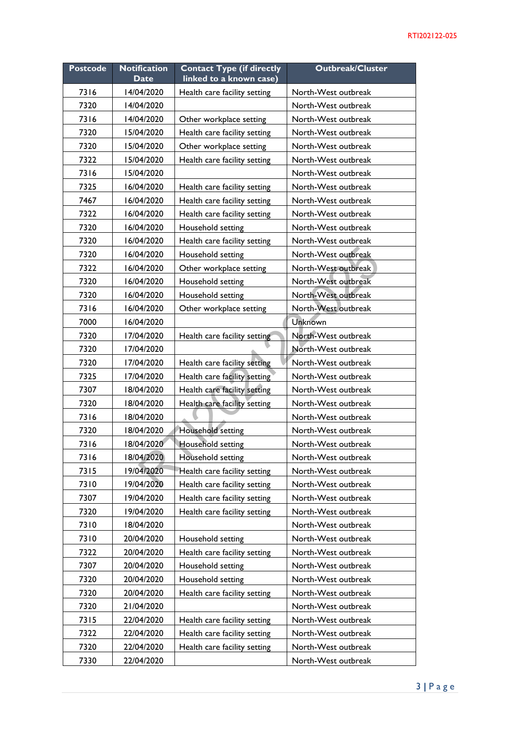| Postcode | Notification Date | Contact Type (if directly linked to a known case) | Outbreak/Cluster |
|---|---|---|---|
| 7316 | 14/04/2020 | Health care facility setting | North-West outbreak |
| 7320 | 14/04/2020 | | North-West outbreak |
| 7316 | 14/04/2020 | Other workplace setting | North-West outbreak |
| 7320 | 15/04/2020 | Health care facility setting | North-West outbreak |
| 7320 | 15/04/2020 | Other workplace setting | North-West outbreak |
| 7322 | 15/04/2020 | Health care facility setting | North-West outbreak |
| 7316 | 15/04/2020 | | North-West outbreak |
| 7325 | 16/04/2020 | Health care facility setting | North-West outbreak |
| 7467 | 16/04/2020 | Health care facility setting | North-West outbreak |
| 7322 | 16/04/2020 | Health care facility setting | North-West outbreak |
| 7320 | 16/04/2020 | Household setting | North-West outbreak |
| 7320 | 16/04/2020 | Health care facility setting | North-West outbreak |
| 7320 | 16/04/2020 | Household setting | North-West outbreak |
| 7322 | 16/04/2020 | Other workplace setting | North-West outbreak |
| 7320 | 16/04/2020 | Household setting | North-West outbreak |
| 7320 | 16/04/2020 | Household setting | North-West outbreak |
| 7316 | 16/04/2020 | Other workplace setting | North-West outbreak |
| 7000 | 16/04/2020 | | Unknown |
| 7320 | 17/04/2020 | Health care facility setting | North-West outbreak |
| 7320 | 17/04/2020 | | North-West outbreak |
| 7320 | 17/04/2020 | Health care facility setting | North-West outbreak |
| 7325 | 17/04/2020 | Health care facility setting | North-West outbreak |
| 7307 | 18/04/2020 | Health care facility setting | North-West outbreak |
| 7320 | 18/04/2020 | Health care facility setting | North-West outbreak |
| 7316 | 18/04/2020 | | North-West outbreak |
| 7320 | 18/04/2020 | Household setting | North-West outbreak |
| 7316 | 18/04/2020 | Household setting | North-West outbreak |
| 7316 | 18/04/2020 | Household setting | North-West outbreak |
| 7315 | 19/04/2020 | Health care facility setting | North-West outbreak |
| 7310 | 19/04/2020 | Health care facility setting | North-West outbreak |
| 7307 | 19/04/2020 | Health care facility setting | North-West outbreak |
| 7320 | 19/04/2020 | Health care facility setting | North-West outbreak |
| 7310 | 18/04/2020 | | North-West outbreak |
| 7310 | 20/04/2020 | Household setting | North-West outbreak |
| 7322 | 20/04/2020 | Health care facility setting | North-West outbreak |
| 7307 | 20/04/2020 | Household setting | North-West outbreak |
| 7320 | 20/04/2020 | Household setting | North-West outbreak |
| 7320 | 20/04/2020 | Health care facility setting | North-West outbreak |
| 7320 | 21/04/2020 | | North-West outbreak |
| 7315 | 22/04/2020 | Health care facility setting | North-West outbreak |
| 7322 | 22/04/2020 | Health care facility setting | North-West outbreak |
| 7320 | 22/04/2020 | Health care facility setting | North-West outbreak |
| 7330 | 22/04/2020 | | North-West outbreak |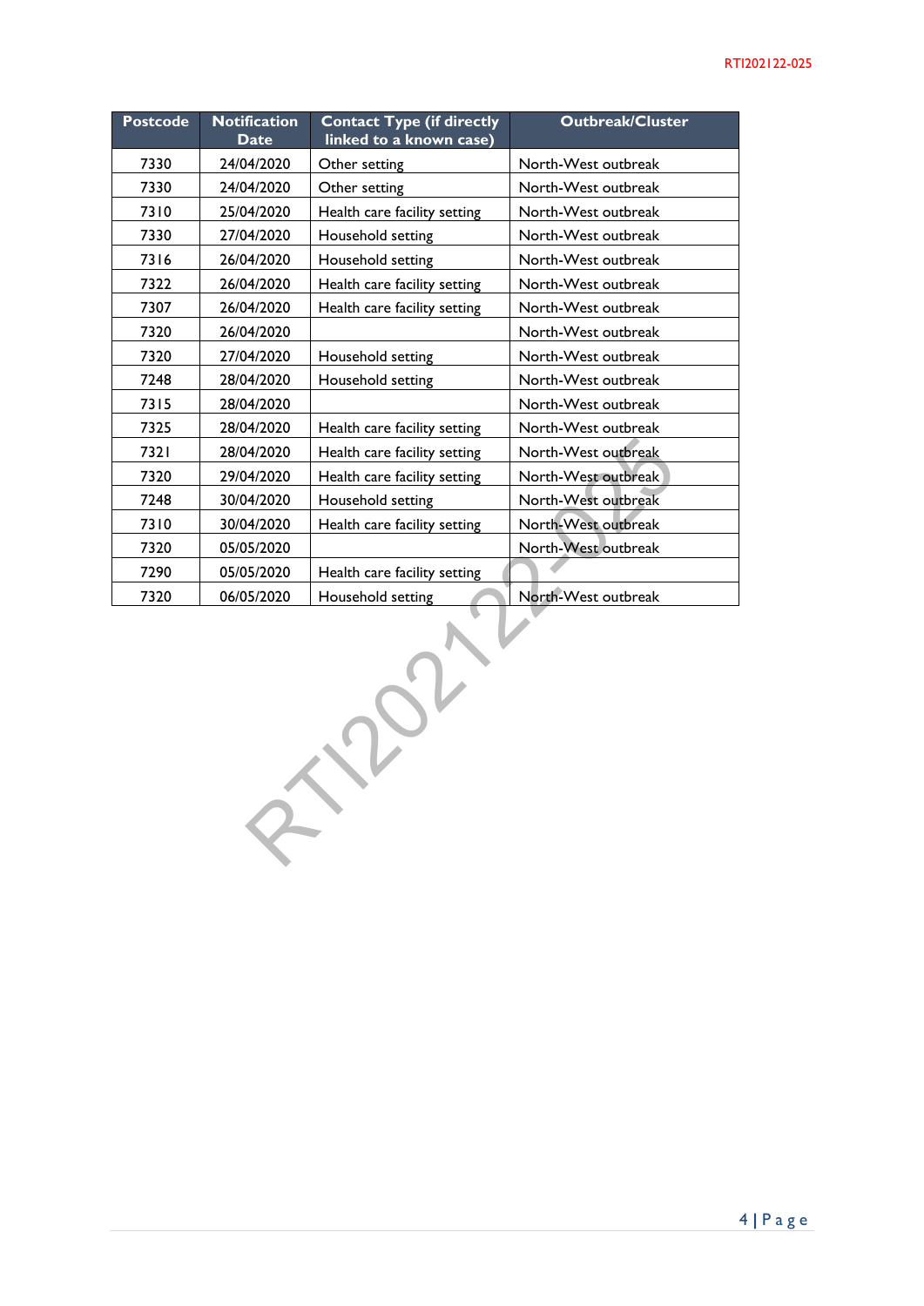| Postcode | Notification Date | Contact Type (if directly linked to a known case) | Outbreak/Cluster |
| --- | --- | --- | --- |
| 7330 | 24/04/2020 | Other setting | North-West outbreak |
| 7330 | 24/04/2020 | Other setting | North-West outbreak |
| 7310 | 25/04/2020 | Health care facility setting | North-West outbreak |
| 7330 | 27/04/2020 | Household setting | North-West outbreak |
| 7316 | 26/04/2020 | Household setting | North-West outbreak |
| 7322 | 26/04/2020 | Health care facility setting | North-West outbreak |
| 7307 | 26/04/2020 | Health care facility setting | North-West outbreak |
| 7320 | 26/04/2020 | | North-West outbreak |
| 7320 | 27/04/2020 | Household setting | North-West outbreak |
| 7248 | 28/04/2020 | Household setting | North-West outbreak |
| 7315 | 28/04/2020 | | North-West outbreak |
| 7325 | 28/04/2020 | Health care facility setting | North-West outbreak |
| 7321 | 28/04/2020 | Health care facility setting | North-West outbreak |
| 7320 | 29/04/2020 | Health care facility setting | North-West outbreak |
| 7248 | 30/04/2020 | Household setting | North-West outbreak |
| 7310 | 30/04/2020 | Health care facility setting | North-West outbreak |
| 7320 | 05/05/2020 | | North-West outbreak |
| 7290 | 05/05/2020 | Health care facility setting | |
| 7320 | 06/05/2020 | Household setting | North-West outbreak |